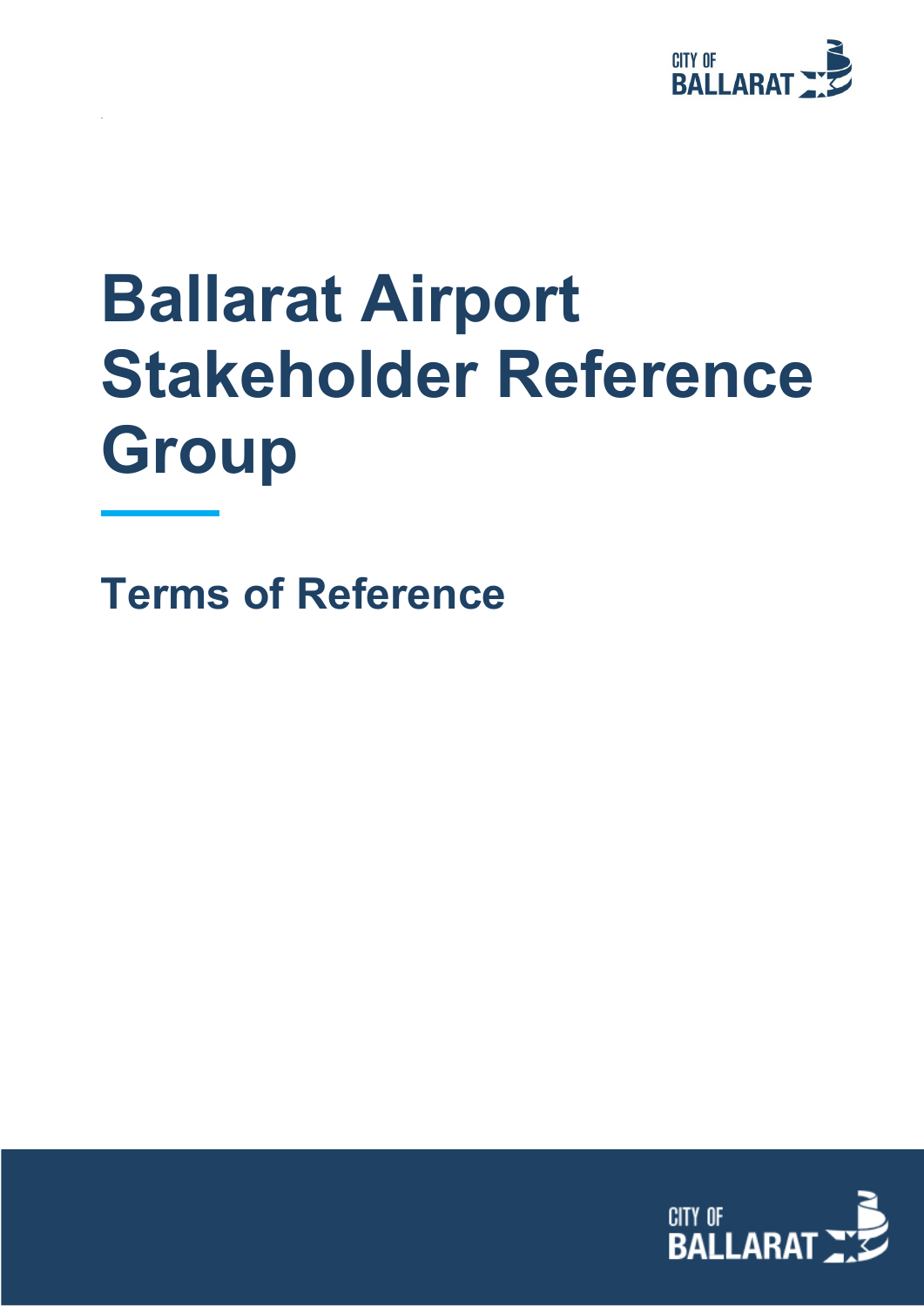# Ballarat Airport Stakeholder Reference Group

## Terms of Reference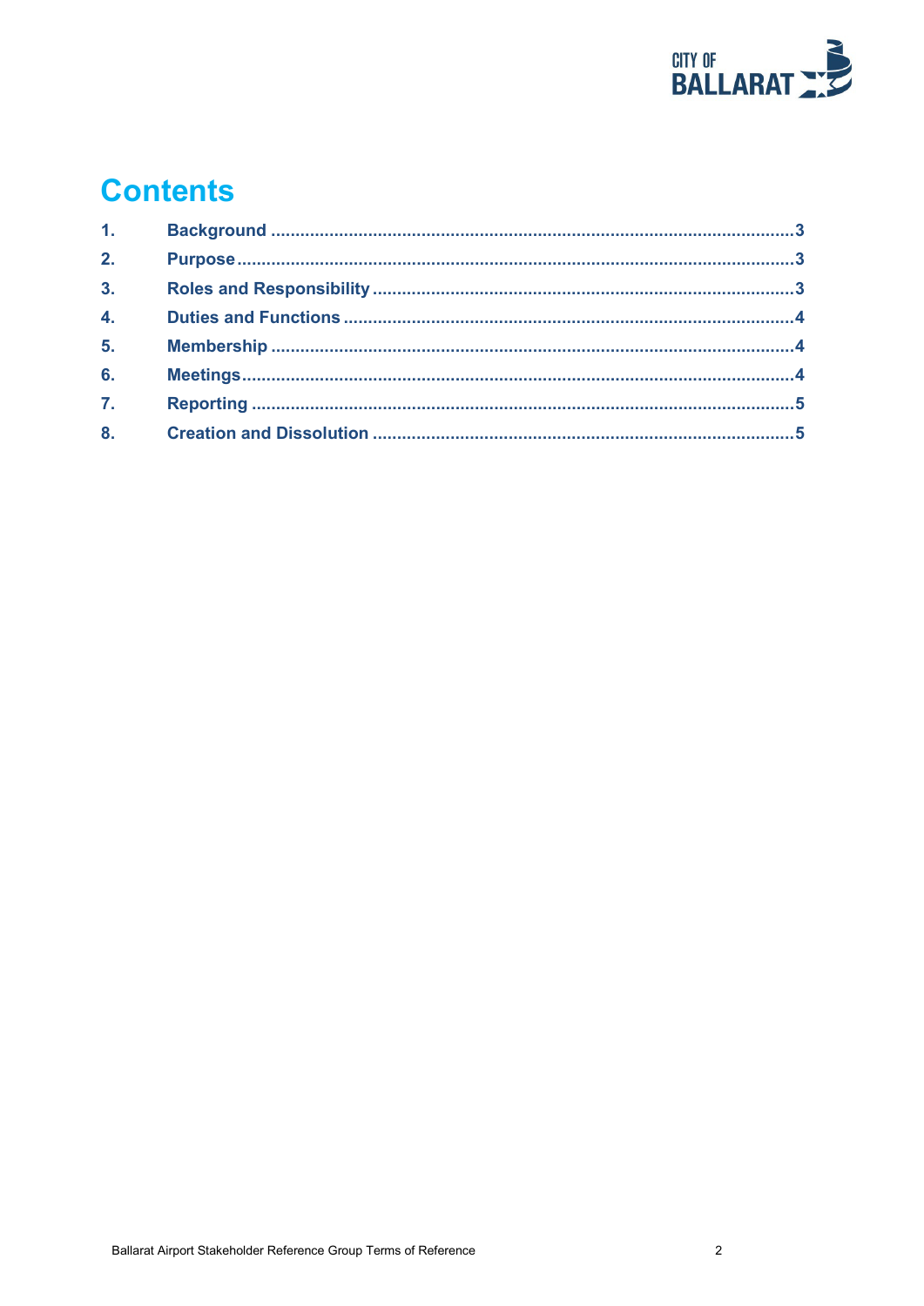# Contents

1. Background ..........3
2. Purpose ..........3
3. Roles and Responsibility ..........3
4. Duties and Functions ..........4
5. Membership ..........4
6. Meetings ..........4
7. Reporting ..........5
8. Creation and Dissolution ..........5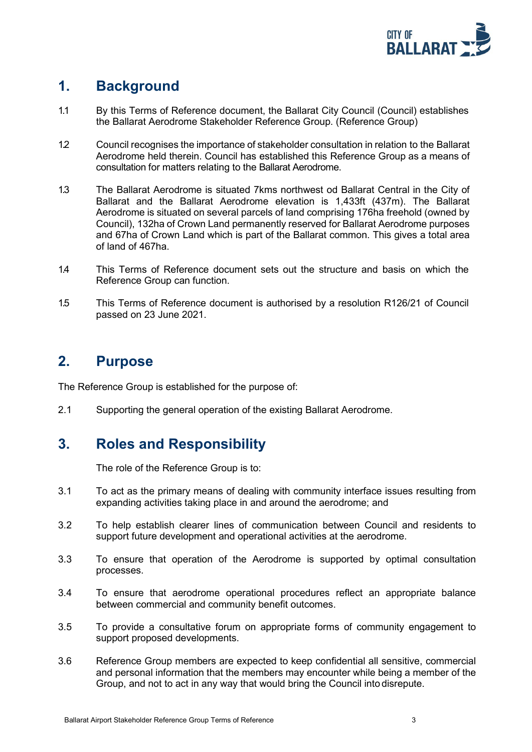## 1. Background

1.1 By this Terms of Reference document, the Ballarat City Council (Council) establishes the Ballarat Aerodrome Stakeholder Reference Group. (Reference Group)

1.2 Council recognises the importance of stakeholder consultation in relation to the Ballarat Aerodrome held therein. Council has established this Reference Group as a means of consultation for matters relating to the Ballarat Aerodrome.

1.3 The Ballarat Aerodrome is situated 7kms northwest od Ballarat Central in the City of Ballarat and the Ballarat Aerodrome elevation is 1,433ft (437m). The Ballarat Aerodrome is situated on several parcels of land comprising 176ha freehold (owned by Council), 132ha of Crown Land permanently reserved for Ballarat Aerodrome purposes and 67ha of Crown Land which is part of the Ballarat common. This gives a total area of land of 467ha.

1.4 This Terms of Reference document sets out the structure and basis on which the Reference Group can function.

1.5 This Terms of Reference document is authorised by a resolution R126/21 of Council passed on 23 June 2021.

## 2. Purpose

The Reference Group is established for the purpose of:

2.1 Supporting the general operation of the existing Ballarat Aerodrome.

## 3. Roles and Responsibility

The role of the Reference Group is to:

3.1 To act as the primary means of dealing with community interface issues resulting from expanding activities taking place in and around the aerodrome; and

3.2 To help establish clearer lines of communication between Council and residents to support future development and operational activities at the aerodrome.

3.3 To ensure that operation of the Aerodrome is supported by optimal consultation processes.

3.4 To ensure that aerodrome operational procedures reflect an appropriate balance between commercial and community benefit outcomes.

3.5 To provide a consultative forum on appropriate forms of community engagement to support proposed developments.

3.6 Reference Group members are expected to keep confidential all sensitive, commercial and personal information that the members may encounter while being a member of the Group, and not to act in any way that would bring the Council into disrepute.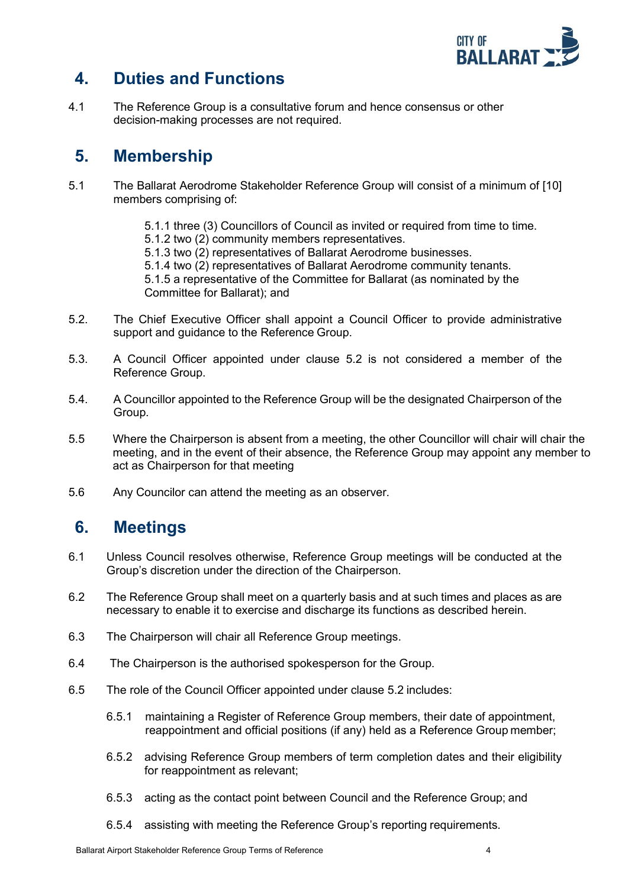## 4. Duties and Functions

4.1 The Reference Group is a consultative forum and hence consensus or other decision-making processes are not required.

## 5. Membership

5.1 The Ballarat Aerodrome Stakeholder Reference Group will consist of a minimum of [10] members comprising of:

5.1.1 three (3) Councillors of Council as invited or required from time to time.
5.1.2 two (2) community members representatives.
5.1.3 two (2) representatives of Ballarat Aerodrome businesses.
5.1.4 two (2) representatives of Ballarat Aerodrome community tenants.
5.1.5 a representative of the Committee for Ballarat (as nominated by the Committee for Ballarat); and

5.2. The Chief Executive Officer shall appoint a Council Officer to provide administrative support and guidance to the Reference Group.

5.3. A Council Officer appointed under clause 5.2 is not considered a member of the Reference Group.

5.4. A Councillor appointed to the Reference Group will be the designated Chairperson of the Group.

5.5 Where the Chairperson is absent from a meeting, the other Councillor will chair will chair the meeting, and in the event of their absence, the Reference Group may appoint any member to act as Chairperson for that meeting

5.6 Any Councilor can attend the meeting as an observer.

## 6. Meetings

6.1 Unless Council resolves otherwise, Reference Group meetings will be conducted at the Group's discretion under the direction of the Chairperson.

6.2 The Reference Group shall meet on a quarterly basis and at such times and places as are necessary to enable it to exercise and discharge its functions as described herein.

6.3 The Chairperson will chair all Reference Group meetings.

6.4 The Chairperson is the authorised spokesperson for the Group.

6.5 The role of the Council Officer appointed under clause 5.2 includes:

6.5.1 maintaining a Register of Reference Group members, their date of appointment, reappointment and official positions (if any) held as a Reference Group member;

6.5.2 advising Reference Group members of term completion dates and their eligibility for reappointment as relevant;

6.5.3 acting as the contact point between Council and the Reference Group; and

6.5.4 assisting with meeting the Reference Group's reporting requirements.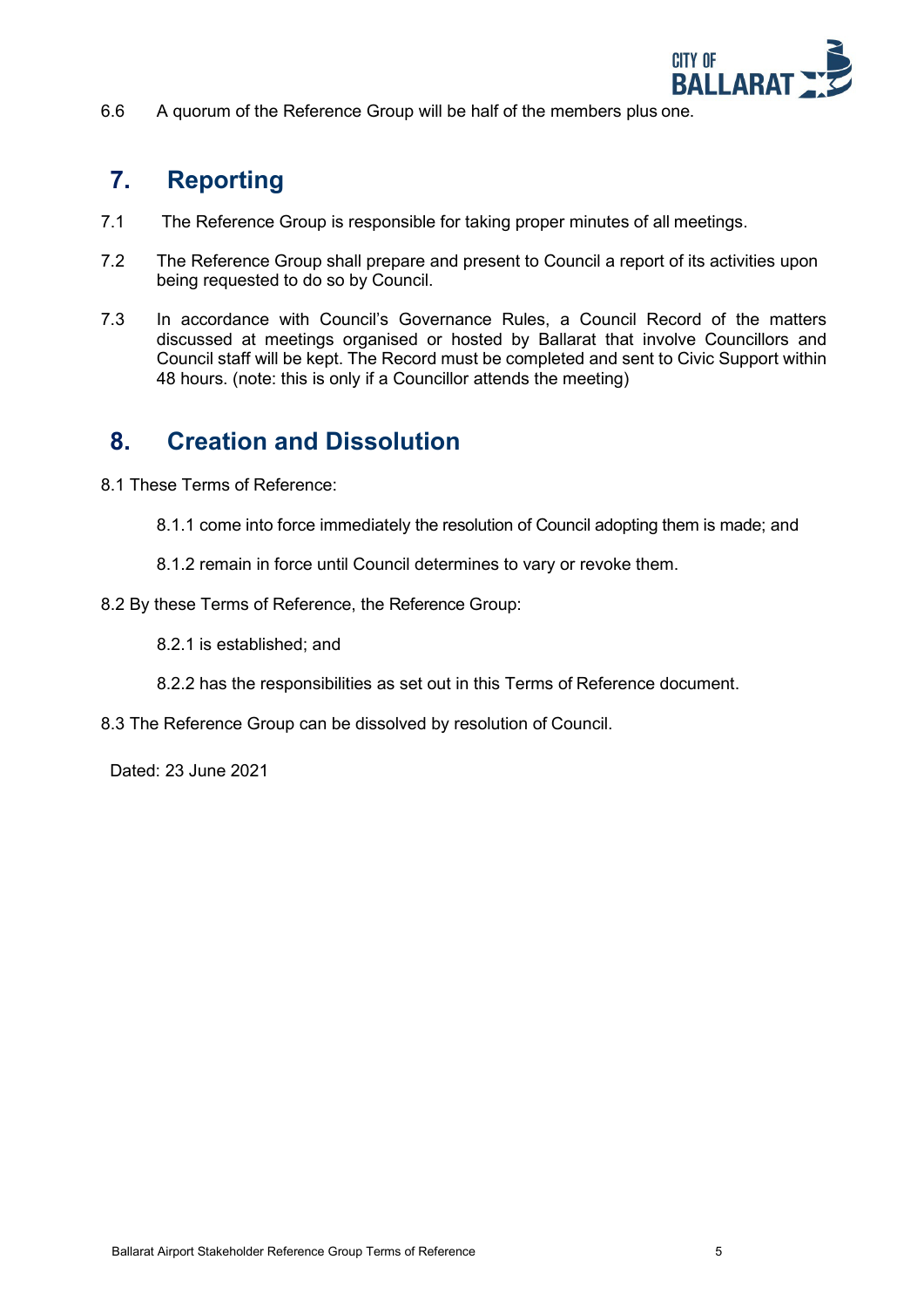6.6 A quorum of the Reference Group will be half of the members plus one.

## 7. Reporting

7.1 The Reference Group is responsible for taking proper minutes of all meetings.

7.2 The Reference Group shall prepare and present to Council a report of its activities upon being requested to do so by Council.

7.3 In accordance with Council's Governance Rules, a Council Record of the matters discussed at meetings organised or hosted by Ballarat that involve Councillors and Council staff will be kept. The Record must be completed and sent to Civic Support within 48 hours. (note: this is only if a Councillor attends the meeting)

## 8. Creation and Dissolution

8.1 These Terms of Reference:

8.1.1 come into force immediately the resolution of Council adopting them is made; and

8.1.2 remain in force until Council determines to vary or revoke them.

8.2 By these Terms of Reference, the Reference Group:

8.2.1 is established; and

8.2.2 has the responsibilities as set out in this Terms of Reference document.

8.3 The Reference Group can be dissolved by resolution of Council.

Dated: 23 June 2021